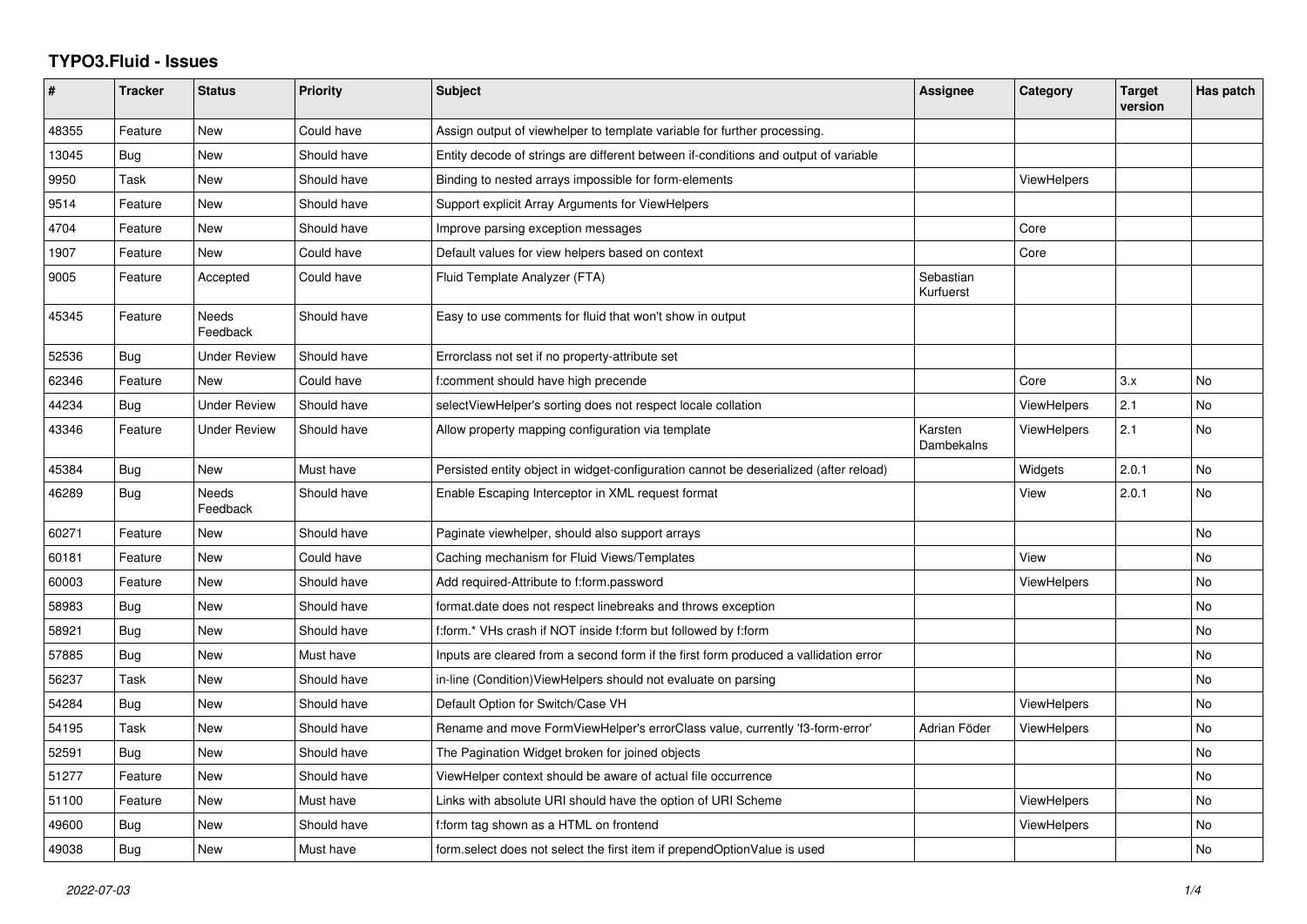# TYPO3.Fluid - Issues

| # | Tracker | Status | Priority | Subject | Assignee | Category | Target version | Has patch |
|---|---|---|---|---|---|---|---|---|
| 48355 | Feature | New | Could have | Assign output of viewhelper to template variable for further processing. | | | | |
| 13045 | Bug | New | Should have | Entity decode of strings are different between if-conditions and output of variable | | | | |
| 9950 | Task | New | Should have | Binding to nested arrays impossible for form-elements | | ViewHelpers | | |
| 9514 | Feature | New | Should have | Support explicit Array Arguments for ViewHelpers | | | | |
| 4704 | Feature | New | Should have | Improve parsing exception messages | | Core | | |
| 1907 | Feature | New | Could have | Default values for view helpers based on context | | Core | | |
| 9005 | Feature | Accepted | Could have | Fluid Template Analyzer (FTA) | Sebastian Kurfuerst | | | |
| 45345 | Feature | Needs Feedback | Should have | Easy to use comments for fluid that won't show in output | | | | |
| 52536 | Bug | Under Review | Should have | Errorclass not set if no property-attribute set | | | | |
| 62346 | Feature | New | Could have | f:comment should have high precende | | Core | 3.x | No |
| 44234 | Bug | Under Review | Should have | selectViewHelper's sorting does not respect locale collation | | ViewHelpers | 2.1 | No |
| 43346 | Feature | Under Review | Should have | Allow property mapping configuration via template | Karsten Dambekalns | ViewHelpers | 2.1 | No |
| 45384 | Bug | New | Must have | Persisted entity object in widget-configuration cannot be deserialized (after reload) | | Widgets | 2.0.1 | No |
| 46289 | Bug | Needs Feedback | Should have | Enable Escaping Interceptor in XML request format | | View | 2.0.1 | No |
| 60271 | Feature | New | Should have | Paginate viewhelper, should also support arrays | | | | No |
| 60181 | Feature | New | Could have | Caching mechanism for Fluid Views/Templates | | View | | No |
| 60003 | Feature | New | Should have | Add required-Attribute to f:form.password | | ViewHelpers | | No |
| 58983 | Bug | New | Should have | format.date does not respect linebreaks and throws exception | | | | No |
| 58921 | Bug | New | Should have | f:form.* VHs crash if NOT inside f:form but followed by f:form | | | | No |
| 57885 | Bug | New | Must have | Inputs are cleared from a second form if the first form produced a vallidation error | | | | No |
| 56237 | Task | New | Should have | in-line (Condition)ViewHelpers should not evaluate on parsing | | | | No |
| 54284 | Bug | New | Should have | Default Option for Switch/Case VH | | ViewHelpers | | No |
| 54195 | Task | New | Should have | Rename and move FormViewHelper's errorClass value, currently 'f3-form-error' | Adrian Föder | ViewHelpers | | No |
| 52591 | Bug | New | Should have | The Pagination Widget broken for joined objects | | | | No |
| 51277 | Feature | New | Should have | ViewHelper context should be aware of actual file occurrence | | | | No |
| 51100 | Feature | New | Must have | Links with absolute URI should have the option of URI Scheme | | ViewHelpers | | No |
| 49600 | Bug | New | Should have | f:form tag shown as a HTML on frontend | | ViewHelpers | | No |
| 49038 | Bug | New | Must have | form.select does not select the first item if prependOptionValue is used | | | | No |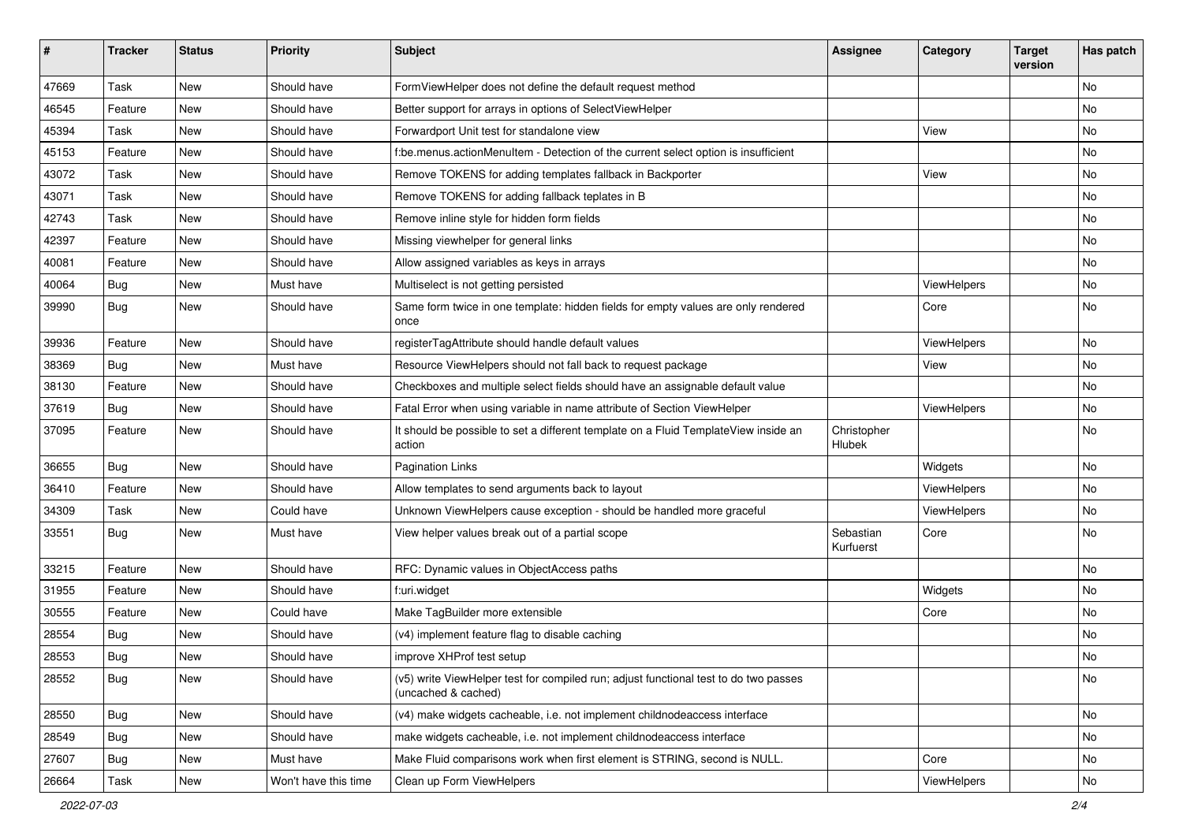| # | Tracker | Status | Priority | Subject | Assignee | Category | Target version | Has patch |
|---|---|---|---|---|---|---|---|---|
| 47669 | Task | New | Should have | FormViewHelper does not define the default request method | | | | No |
| 46545 | Feature | New | Should have | Better support for arrays in options of SelectViewHelper | | | | No |
| 45394 | Task | New | Should have | Forwardport Unit test for standalone view | | View | | No |
| 45153 | Feature | New | Should have | f:be.menus.actionMenuItem - Detection of the current select option is insufficient | | | | No |
| 43072 | Task | New | Should have | Remove TOKENS for adding templates fallback in Backporter | | View | | No |
| 43071 | Task | New | Should have | Remove TOKENS for adding fallback teplates in B | | | | No |
| 42743 | Task | New | Should have | Remove inline style for hidden form fields | | | | No |
| 42397 | Feature | New | Should have | Missing viewhelper for general links | | | | No |
| 40081 | Feature | New | Should have | Allow assigned variables as keys in arrays | | | | No |
| 40064 | Bug | New | Must have | Multiselect is not getting persisted | | ViewHelpers | | No |
| 39990 | Bug | New | Should have | Same form twice in one template: hidden fields for empty values are only rendered once | | Core | | No |
| 39936 | Feature | New | Should have | registerTagAttribute should handle default values | | ViewHelpers | | No |
| 38369 | Bug | New | Must have | Resource ViewHelpers should not fall back to request package | | View | | No |
| 38130 | Feature | New | Should have | Checkboxes and multiple select fields should have an assignable default value | | | | No |
| 37619 | Bug | New | Should have | Fatal Error when using variable in name attribute of Section ViewHelper | | ViewHelpers | | No |
| 37095 | Feature | New | Should have | It should be possible to set a different template on a Fluid TemplateView inside an action | Christopher Hlubek | | | No |
| 36655 | Bug | New | Should have | Pagination Links | | Widgets | | No |
| 36410 | Feature | New | Should have | Allow templates to send arguments back to layout | | ViewHelpers | | No |
| 34309 | Task | New | Could have | Unknown ViewHelpers cause exception - should be handled more graceful | | ViewHelpers | | No |
| 33551 | Bug | New | Must have | View helper values break out of a partial scope | Sebastian Kurfuerst | Core | | No |
| 33215 | Feature | New | Should have | RFC: Dynamic values in ObjectAccess paths | | | | No |
| 31955 | Feature | New | Should have | f:uri.widget | | Widgets | | No |
| 30555 | Feature | New | Could have | Make TagBuilder more extensible | | Core | | No |
| 28554 | Bug | New | Should have | (v4) implement feature flag to disable caching | | | | No |
| 28553 | Bug | New | Should have | improve XHProf test setup | | | | No |
| 28552 | Bug | New | Should have | (v5) write ViewHelper test for compiled run; adjust functional test to do two passes (uncached & cached) | | | | No |
| 28550 | Bug | New | Should have | (v4) make widgets cacheable, i.e. not implement childnodeaccess interface | | | | No |
| 28549 | Bug | New | Should have | make widgets cacheable, i.e. not implement childnodeaccess interface | | | | No |
| 27607 | Bug | New | Must have | Make Fluid comparisons work when first element is STRING, second is NULL. | | Core | | No |
| 26664 | Task | New | Won't have this time | Clean up Form ViewHelpers | | ViewHelpers | | No |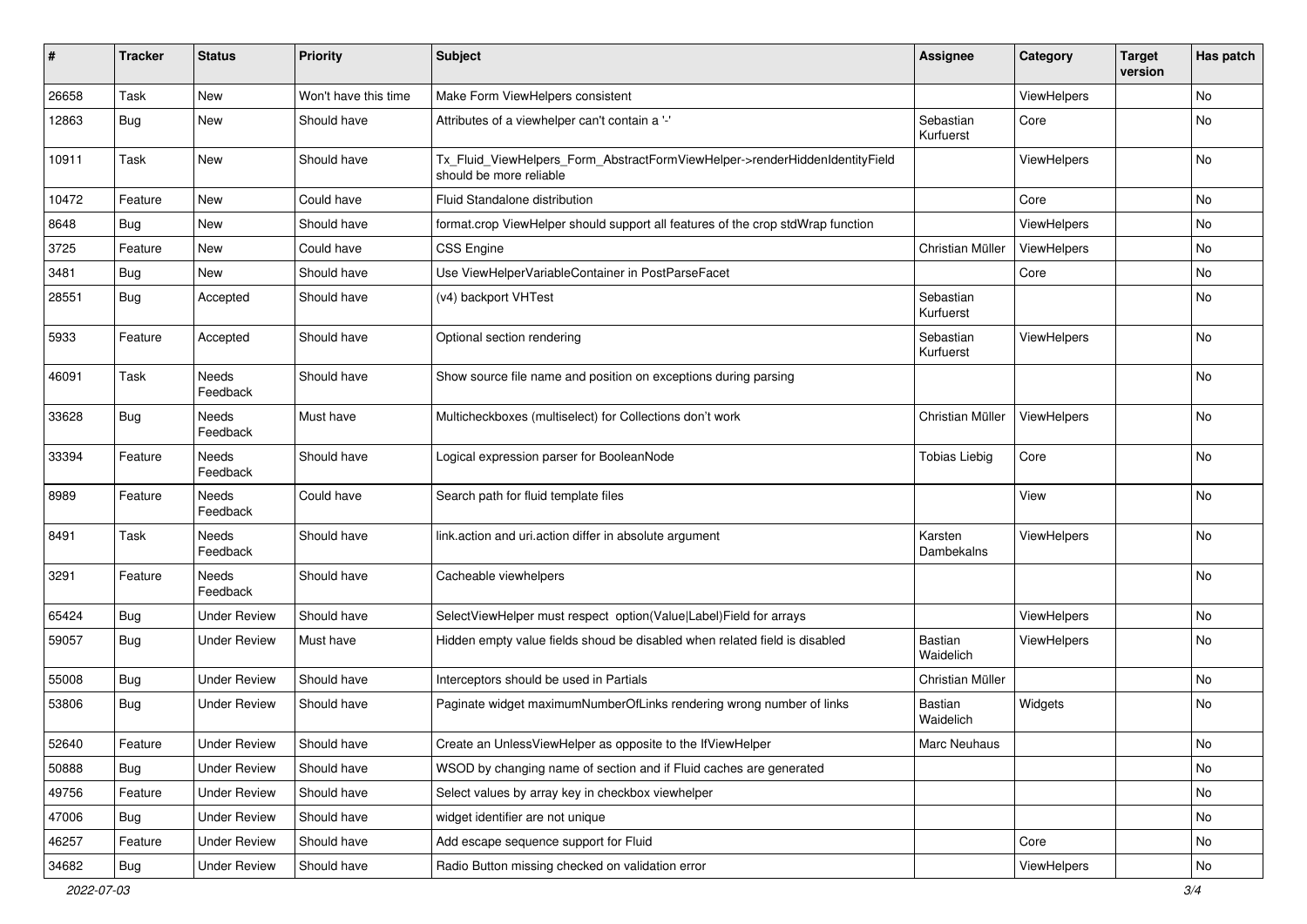| # | Tracker | Status | Priority | Subject | Assignee | Category | Target version | Has patch |
|---|---|---|---|---|---|---|---|---|
| 26658 | Task | New | Won't have this time | Make Form ViewHelpers consistent | | ViewHelpers | | No |
| 12863 | Bug | New | Should have | Attributes of a viewhelper can't contain a '-' | Sebastian Kurfuerst | Core | | No |
| 10911 | Task | New | Should have | Tx_Fluid_ViewHelpers_Form_AbstractFormViewHelper->renderHiddenIdentityField should be more reliable | | ViewHelpers | | No |
| 10472 | Feature | New | Could have | Fluid Standalone distribution | | Core | | No |
| 8648 | Bug | New | Should have | format.crop ViewHelper should support all features of the crop stdWrap function | | ViewHelpers | | No |
| 3725 | Feature | New | Could have | CSS Engine | Christian Müller | ViewHelpers | | No |
| 3481 | Bug | New | Should have | Use ViewHelperVariableContainer in PostParseFacet | | Core | | No |
| 28551 | Bug | Accepted | Should have | (v4) backport VHTest | Sebastian Kurfuerst | | | No |
| 5933 | Feature | Accepted | Should have | Optional section rendering | Sebastian Kurfuerst | ViewHelpers | | No |
| 46091 | Task | Needs Feedback | Should have | Show source file name and position on exceptions during parsing | | | | No |
| 33628 | Bug | Needs Feedback | Must have | Multicheckboxes (multiselect) for Collections don't work | Christian Müller | ViewHelpers | | No |
| 33394 | Feature | Needs Feedback | Should have | Logical expression parser for BooleanNode | Tobias Liebig | Core | | No |
| 8989 | Feature | Needs Feedback | Could have | Search path for fluid template files | | View | | No |
| 8491 | Task | Needs Feedback | Should have | link.action and uri.action differ in absolute argument | Karsten Dambekalns | ViewHelpers | | No |
| 3291 | Feature | Needs Feedback | Should have | Cacheable viewhelpers | | | | No |
| 65424 | Bug | Under Review | Should have | SelectViewHelper must respect option(Value\|Label)Field for arrays | | ViewHelpers | | No |
| 59057 | Bug | Under Review | Must have | Hidden empty value fields shoud be disabled when related field is disabled | Bastian Waidelich | ViewHelpers | | No |
| 55008 | Bug | Under Review | Should have | Interceptors should be used in Partials | Christian Müller | | | No |
| 53806 | Bug | Under Review | Should have | Paginate widget maximumNumberOfLinks rendering wrong number of links | Bastian Waidelich | Widgets | | No |
| 52640 | Feature | Under Review | Should have | Create an UnlessViewHelper as opposite to the IfViewHelper | Marc Neuhaus | | | No |
| 50888 | Bug | Under Review | Should have | WSOD by changing name of section and if Fluid caches are generated | | | | No |
| 49756 | Feature | Under Review | Should have | Select values by array key in checkbox viewhelper | | | | No |
| 47006 | Bug | Under Review | Should have | widget identifier are not unique | | | | No |
| 46257 | Feature | Under Review | Should have | Add escape sequence support for Fluid | | Core | | No |
| 34682 | Bug | Under Review | Should have | Radio Button missing checked on validation error | | ViewHelpers | | No |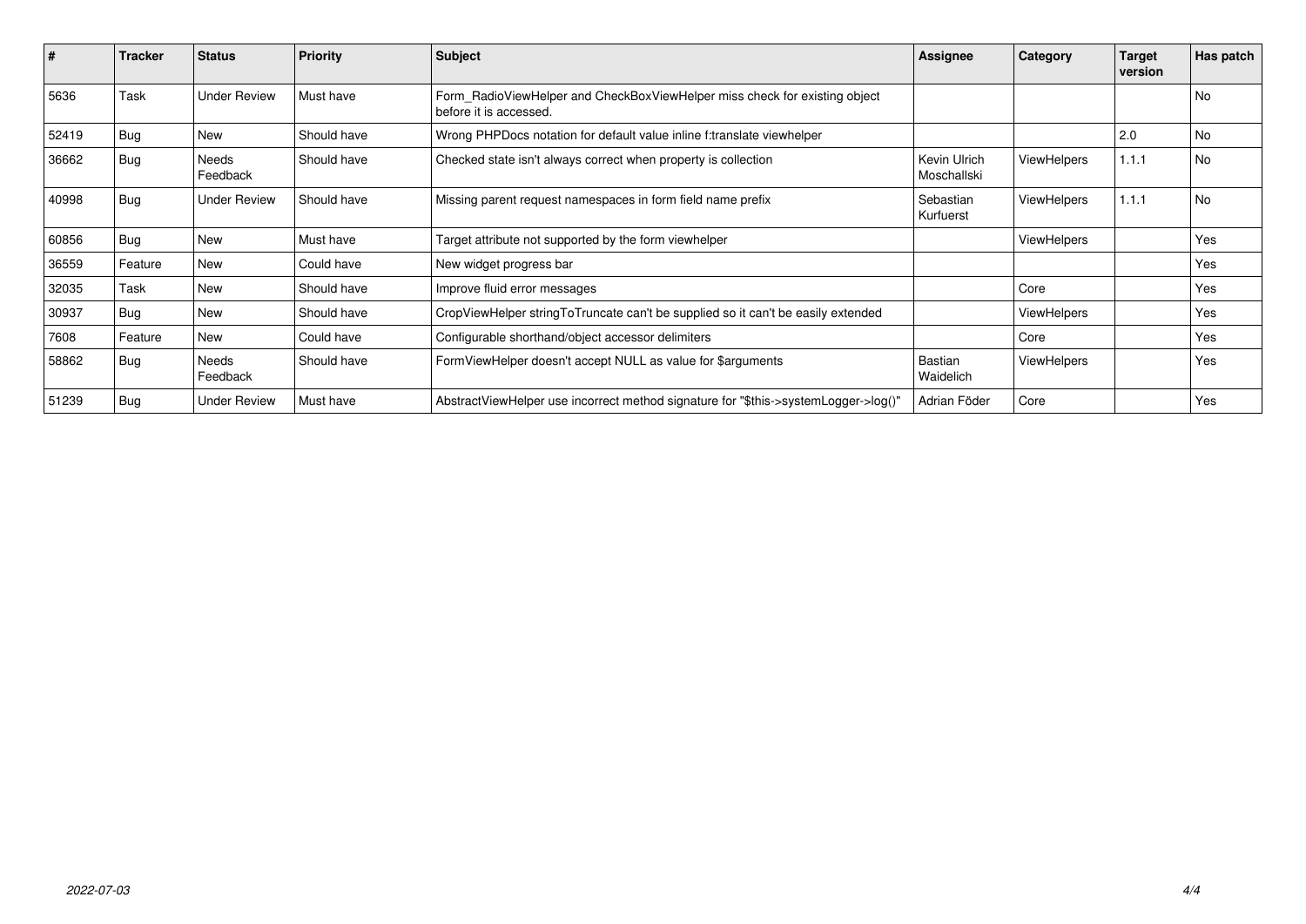| # | Tracker | Status | Priority | Subject | Assignee | Category | Target version | Has patch |
|---|---|---|---|---|---|---|---|---|
| 5636 | Task | Under Review | Must have | Form_RadioViewHelper and CheckBoxViewHelper miss check for existing object before it is accessed. | | | | No |
| 52419 | Bug | New | Should have | Wrong PHPDocs notation for default value inline f:translate viewhelper | | | 2.0 | No |
| 36662 | Bug | Needs Feedback | Should have | Checked state isn't always correct when property is collection | Kevin Ulrich Moschallski | ViewHelpers | 1.1.1 | No |
| 40998 | Bug | Under Review | Should have | Missing parent request namespaces in form field name prefix | Sebastian Kurfuerst | ViewHelpers | 1.1.1 | No |
| 60856 | Bug | New | Must have | Target attribute not supported by the form viewhelper | | ViewHelpers | | Yes |
| 36559 | Feature | New | Could have | New widget progress bar | | | | Yes |
| 32035 | Task | New | Should have | Improve fluid error messages | | Core | | Yes |
| 30937 | Bug | New | Should have | CropViewHelper stringToTruncate can't be supplied so it can't be easily extended | | ViewHelpers | | Yes |
| 7608 | Feature | New | Could have | Configurable shorthand/object accessor delimiters | | Core | | Yes |
| 58862 | Bug | Needs Feedback | Should have | FormViewHelper doesn't accept NULL as value for $arguments | Bastian Waidelich | ViewHelpers | | Yes |
| 51239 | Bug | Under Review | Must have | AbstractViewHelper use incorrect method signature for "$this->systemLogger->log()" | Adrian Föder | Core | | Yes |

*2022-07-03*